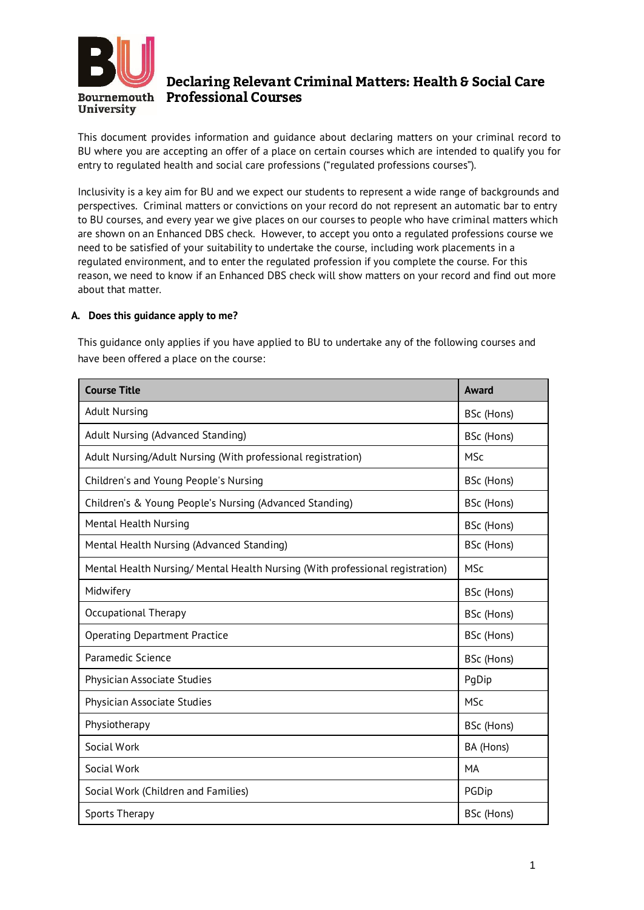# Declaring Relevant Criminal Matters: Health & Social Care Professional Courses

This document provides information and guidance about declaring matters on your criminal record to BU where you are accepting an offer of a place on certain courses which are intended to qualify you for entry to regulated health and social care professions ("regulated professions courses").

Inclusivity is a key aim for BU and we expect our students to represent a wide range of backgrounds and perspectives. Criminal matters or convictions on your record do not represent an automatic bar to entry to BU courses, and every year we give places on our courses to people who have criminal matters which are shown on an Enhanced DBS check. However, to accept you onto a regulated professions course we need to be satisfied of your suitability to undertake the course, including work placements in a regulated environment, and to enter the regulated profession if you complete the course. For this reason, we need to know if an Enhanced DBS check will show matters on your record and find out more about that matter.

## A. Does this guidance apply to me?

This guidance only applies if you have applied to BU to undertake any of the following courses and have been offered a place on the course:

| Course Title | Award |
|---|---|
| Adult Nursing | BSc (Hons) |
| Adult Nursing (Advanced Standing) | BSc (Hons) |
| Adult Nursing/Adult Nursing (With professional registration) | MSc |
| Children's and Young People's Nursing | BSc (Hons) |
| Children's & Young People's Nursing (Advanced Standing) | BSc (Hons) |
| Mental Health Nursing | BSc (Hons) |
| Mental Health Nursing (Advanced Standing) | BSc (Hons) |
| Mental Health Nursing/ Mental Health Nursing (With professional registration) | MSc |
| Midwifery | BSc (Hons) |
| Occupational Therapy | BSc (Hons) |
| Operating Department Practice | BSc (Hons) |
| Paramedic Science | BSc (Hons) |
| Physician Associate Studies | PgDip |
| Physician Associate Studies | MSc |
| Physiotherapy | BSc (Hons) |
| Social Work | BA (Hons) |
| Social Work | MA |
| Social Work (Children and Families) | PGDip |
| Sports Therapy | BSc (Hons) |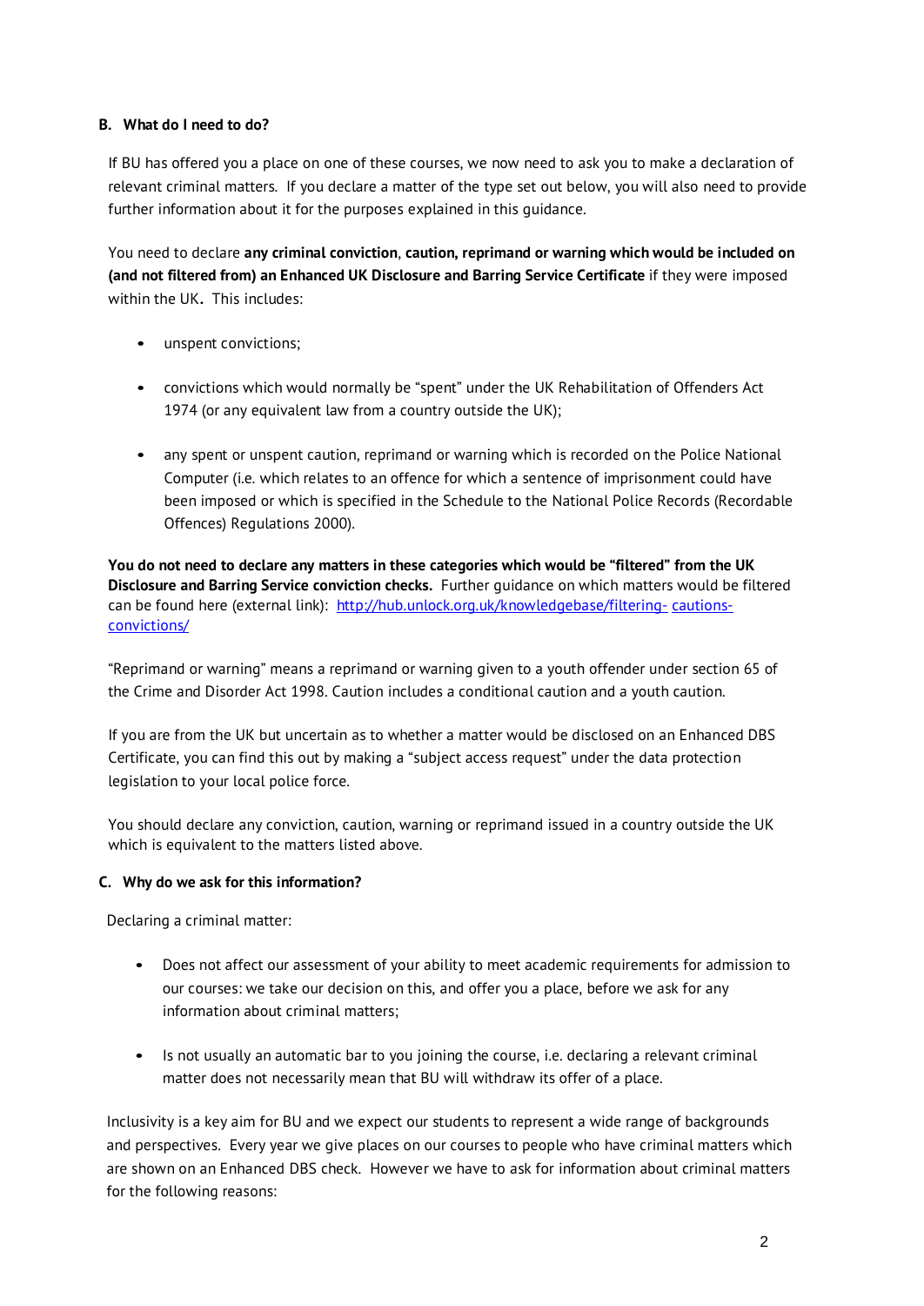## B. What do I need to do?

If BU has offered you a place on one of these courses, we now need to ask you to make a declaration of relevant criminal matters. If you declare a matter of the type set out below, you will also need to provide further information about it for the purposes explained in this guidance.

You need to declare **any criminal conviction**, **caution, reprimand or warning which would be included on (and not filtered from) an Enhanced UK Disclosure and Barring Service Certificate** if they were imposed within the UK**.** This includes:

- unspent convictions;
- convictions which would normally be "spent" under the UK Rehabilitation of Offenders Act 1974 (or any equivalent law from a country outside the UK);
- any spent or unspent caution, reprimand or warning which is recorded on the Police National Computer (i.e. which relates to an offence for which a sentence of imprisonment could have been imposed or which is specified in the Schedule to the National Police Records (Recordable Offences) Regulations 2000).

**You do not need to declare any matters in these categories which would be "filtered" from the UK Disclosure and Barring Service conviction checks.** Further guidance on which matters would be filtered can be found here (external link): [http://hub.unlock.org.uk/knowledgebase/filtering- cautions-convictions/](http://hub.unlock.org.uk/knowledgebase/filtering-cautions-convictions/)

"Reprimand or warning" means a reprimand or warning given to a youth offender under section 65 of the Crime and Disorder Act 1998. Caution includes a conditional caution and a youth caution.

If you are from the UK but uncertain as to whether a matter would be disclosed on an Enhanced DBS Certificate, you can find this out by making a "subject access request" under the data protection legislation to your local police force.

You should declare any conviction, caution, warning or reprimand issued in a country outside the UK which is equivalent to the matters listed above.

## C. Why do we ask for this information?

Declaring a criminal matter:

- Does not affect our assessment of your ability to meet academic requirements for admission to our courses: we take our decision on this, and offer you a place, before we ask for any information about criminal matters;
- Is not usually an automatic bar to you joining the course, i.e. declaring a relevant criminal matter does not necessarily mean that BU will withdraw its offer of a place.

Inclusivity is a key aim for BU and we expect our students to represent a wide range of backgrounds and perspectives. Every year we give places on our courses to people who have criminal matters which are shown on an Enhanced DBS check. However we have to ask for information about criminal matters for the following reasons: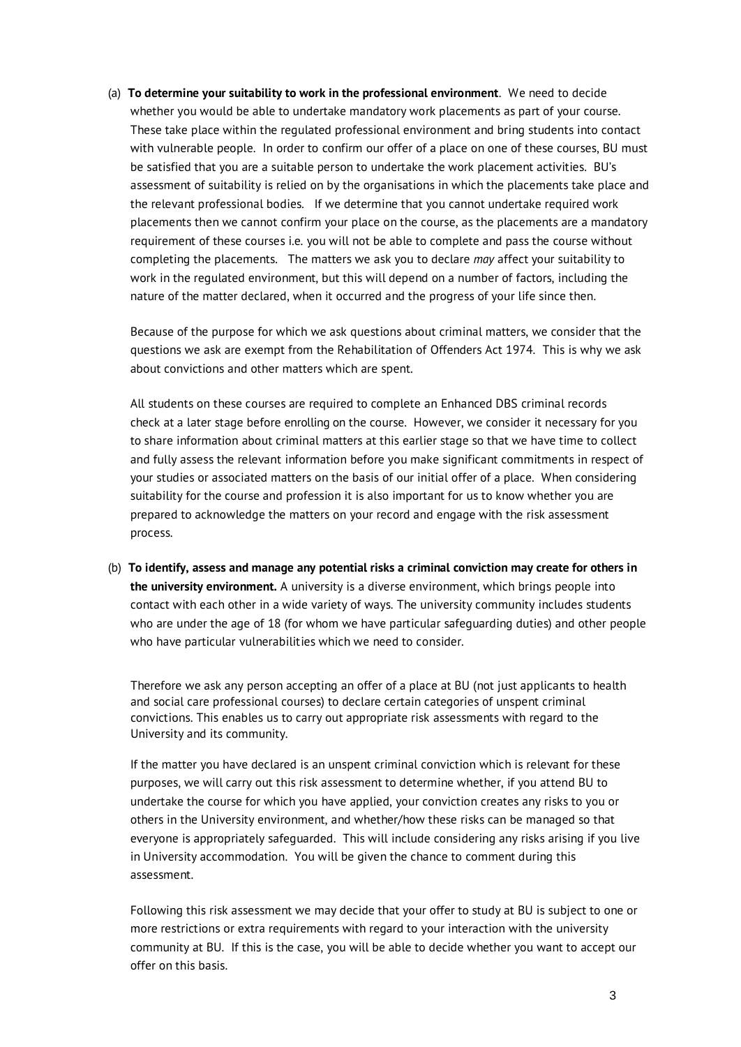(a) **To determine your suitability to work in the professional environment**. We need to decide whether you would be able to undertake mandatory work placements as part of your course. These take place within the regulated professional environment and bring students into contact with vulnerable people. In order to confirm our offer of a place on one of these courses, BU must be satisfied that you are a suitable person to undertake the work placement activities. BU's assessment of suitability is relied on by the organisations in which the placements take place and the relevant professional bodies. If we determine that you cannot undertake required work placements then we cannot confirm your place on the course, as the placements are a mandatory requirement of these courses i.e. you will not be able to complete and pass the course without completing the placements. The matters we ask you to declare *may* affect your suitability to work in the regulated environment, but this will depend on a number of factors, including the nature of the matter declared, when it occurred and the progress of your life since then.

Because of the purpose for which we ask questions about criminal matters, we consider that the questions we ask are exempt from the Rehabilitation of Offenders Act 1974. This is why we ask about convictions and other matters which are spent.

All students on these courses are required to complete an Enhanced DBS criminal records check at a later stage before enrolling on the course. However, we consider it necessary for you to share information about criminal matters at this earlier stage so that we have time to collect and fully assess the relevant information before you make significant commitments in respect of your studies or associated matters on the basis of our initial offer of a place. When considering suitability for the course and profession it is also important for us to know whether you are prepared to acknowledge the matters on your record and engage with the risk assessment process.

(b) **To identify, assess and manage any potential risks a criminal conviction may create for others in the university environment.** A university is a diverse environment, which brings people into contact with each other in a wide variety of ways. The university community includes students who are under the age of 18 (for whom we have particular safeguarding duties) and other people who have particular vulnerabilities which we need to consider.

Therefore we ask any person accepting an offer of a place at BU (not just applicants to health and social care professional courses) to declare certain categories of unspent criminal convictions. This enables us to carry out appropriate risk assessments with regard to the University and its community.

If the matter you have declared is an unspent criminal conviction which is relevant for these purposes, we will carry out this risk assessment to determine whether, if you attend BU to undertake the course for which you have applied, your conviction creates any risks to you or others in the University environment, and whether/how these risks can be managed so that everyone is appropriately safeguarded. This will include considering any risks arising if you live in University accommodation. You will be given the chance to comment during this assessment.

Following this risk assessment we may decide that your offer to study at BU is subject to one or more restrictions or extra requirements with regard to your interaction with the university community at BU. If this is the case, you will be able to decide whether you want to accept our offer on this basis.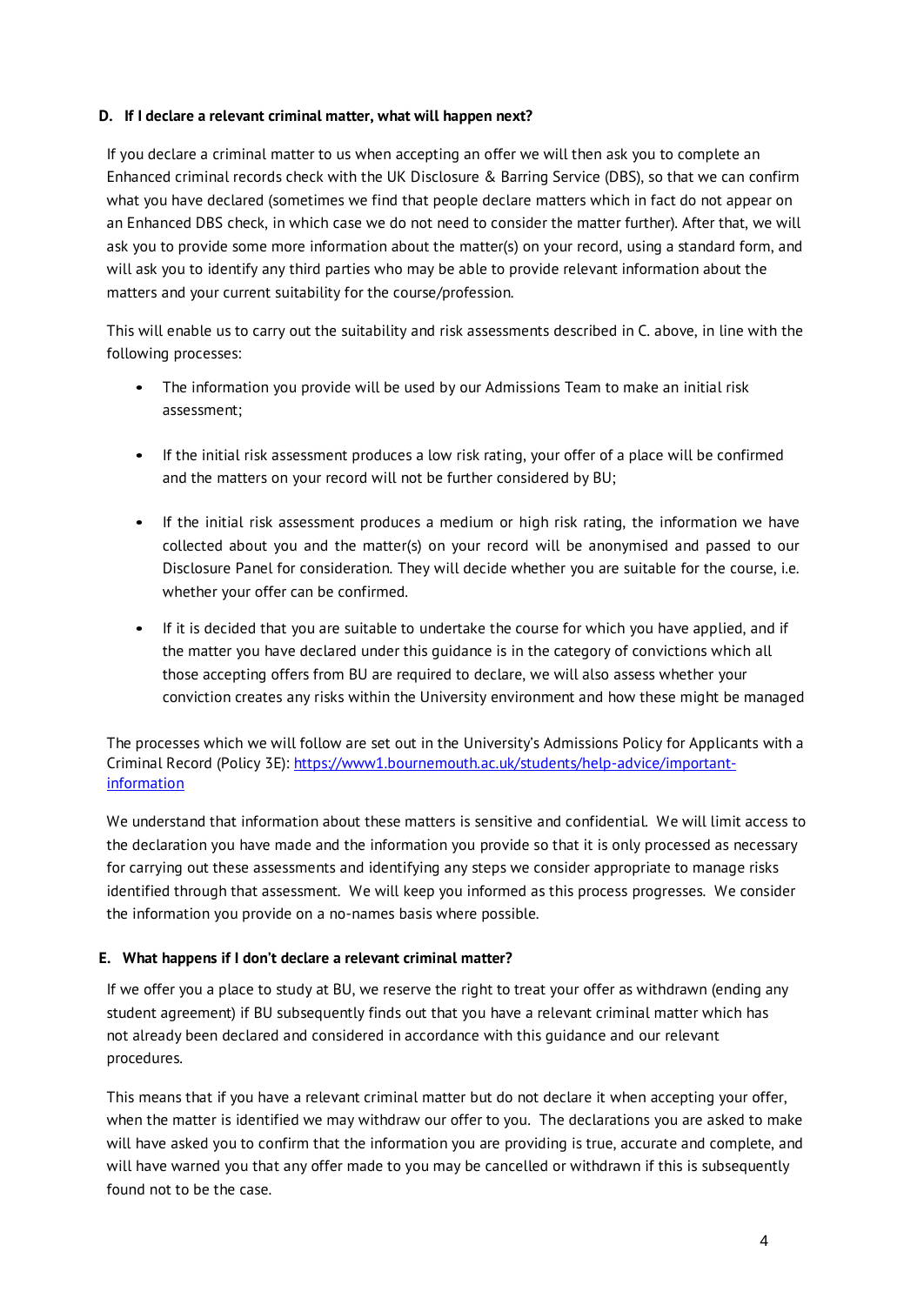### D. If I declare a relevant criminal matter, what will happen next?

If you declare a criminal matter to us when accepting an offer we will then ask you to complete an Enhanced criminal records check with the UK Disclosure & Barring Service (DBS), so that we can confirm what you have declared (sometimes we find that people declare matters which in fact do not appear on an Enhanced DBS check, in which case we do not need to consider the matter further). After that, we will ask you to provide some more information about the matter(s) on your record, using a standard form, and will ask you to identify any third parties who may be able to provide relevant information about the matters and your current suitability for the course/profession.

This will enable us to carry out the suitability and risk assessments described in C. above, in line with the following processes:

- The information you provide will be used by our Admissions Team to make an initial risk assessment;
- If the initial risk assessment produces a low risk rating, your offer of a place will be confirmed and the matters on your record will not be further considered by BU;
- If the initial risk assessment produces a medium or high risk rating, the information we have collected about you and the matter(s) on your record will be anonymised and passed to our Disclosure Panel for consideration. They will decide whether you are suitable for the course, i.e. whether your offer can be confirmed.
- If it is decided that you are suitable to undertake the course for which you have applied, and if the matter you have declared under this guidance is in the category of convictions which all those accepting offers from BU are required to declare, we will also assess whether your conviction creates any risks within the University environment and how these might be managed

The processes which we will follow are set out in the University's Admissions Policy for Applicants with a Criminal Record (Policy 3E): [https://www1.bournemouth.ac.uk/students/help-advice/important-information](https://www1.bournemouth.ac.uk/students/help-advice/important-information)

We understand that information about these matters is sensitive and confidential. We will limit access to the declaration you have made and the information you provide so that it is only processed as necessary for carrying out these assessments and identifying any steps we consider appropriate to manage risks identified through that assessment. We will keep you informed as this process progresses. We consider the information you provide on a no-names basis where possible.

### E. What happens if I don't declare a relevant criminal matter?

If we offer you a place to study at BU, we reserve the right to treat your offer as withdrawn (ending any student agreement) if BU subsequently finds out that you have a relevant criminal matter which has not already been declared and considered in accordance with this guidance and our relevant procedures.

This means that if you have a relevant criminal matter but do not declare it when accepting your offer, when the matter is identified we may withdraw our offer to you. The declarations you are asked to make will have asked you to confirm that the information you are providing is true, accurate and complete, and will have warned you that any offer made to you may be cancelled or withdrawn if this is subsequently found not to be the case.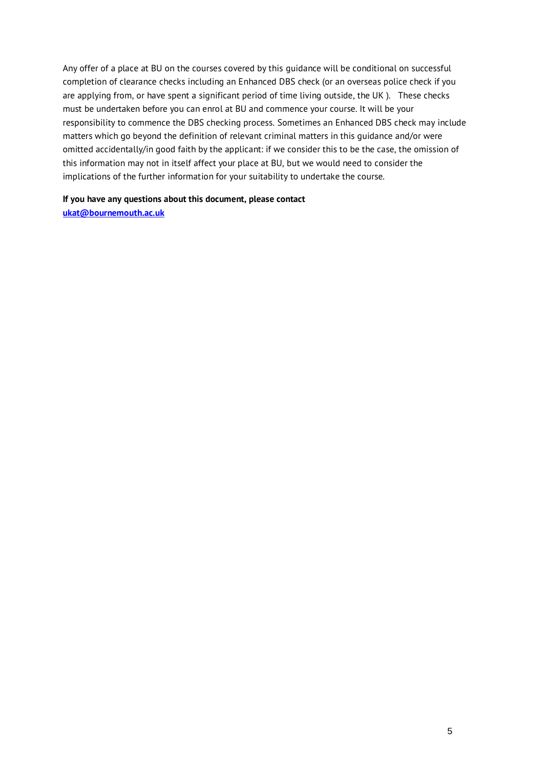Any offer of a place at BU on the courses covered by this guidance will be conditional on successful completion of clearance checks including an Enhanced DBS check (or an overseas police check if you are applying from, or have spent a significant period of time living outside, the UK ). These checks must be undertaken before you can enrol at BU and commence your course. It will be your responsibility to commence the DBS checking process. Sometimes an Enhanced DBS check may include matters which go beyond the definition of relevant criminal matters in this guidance and/or were omitted accidentally/in good faith by the applicant: if we consider this to be the case, the omission of this information may not in itself affect your place at BU, but we would need to consider the implications of the further information for your suitability to undertake the course.

**If you have any questions about this document, please contact**
**ukat@bournemouth.ac.uk**